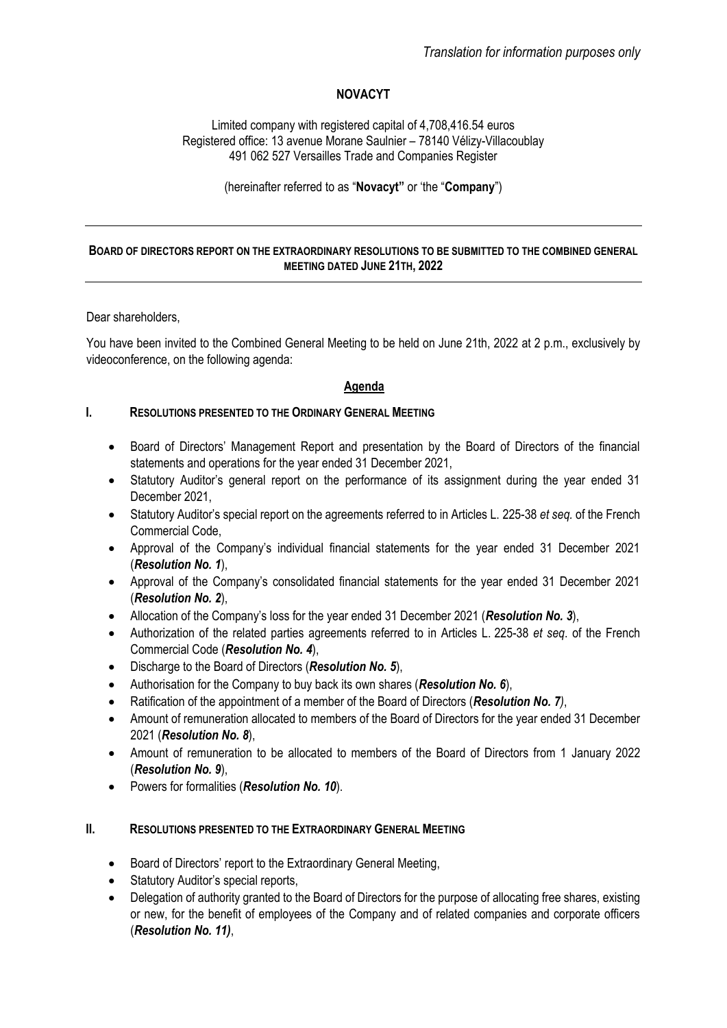*Translation for information purposes only*

**NOVACYT**

Limited company with registered capital of 4,708,416.54 euros
Registered office: 13 avenue Morane Saulnier – 78140 Vélizy-Villacoublay
491 062 527 Versailles Trade and Companies Register

(hereinafter referred to as "**Novacyt"** or 'the "**Company**")

---

**BOARD OF DIRECTORS REPORT ON THE EXTRAORDINARY RESOLUTIONS TO BE SUBMITTED TO THE COMBINED GENERAL MEETING DATED JUNE 21TH, 2022**

---

Dear shareholders,

You have been invited to the Combined General Meeting to be held on June 21th, 2022 at 2 p.m., exclusively by videoconference, on the following agenda:

**Agenda**

## I. RESOLUTIONS PRESENTED TO THE ORDINARY GENERAL MEETING

- Board of Directors' Management Report and presentation by the Board of Directors of the financial statements and operations for the year ended 31 December 2021,
- Statutory Auditor's general report on the performance of its assignment during the year ended 31 December 2021,
- Statutory Auditor's special report on the agreements referred to in Articles L. 225-38 *et seq.* of the French Commercial Code,
- Approval of the Company's individual financial statements for the year ended 31 December 2021 (***Resolution No. 1***),
- Approval of the Company's consolidated financial statements for the year ended 31 December 2021 (***Resolution No. 2***),
- Allocation of the Company's loss for the year ended 31 December 2021 (***Resolution No. 3***),
- Authorization of the related parties agreements referred to in Articles L. 225-38 *et seq*. of the French Commercial Code (***Resolution No. 4***),
- Discharge to the Board of Directors (***Resolution No. 5***),
- Authorisation for the Company to buy back its own shares (***Resolution No. 6***),
- Ratification of the appointment of a member of the Board of Directors (***Resolution No. 7)***,
- Amount of remuneration allocated to members of the Board of Directors for the year ended 31 December 2021 (***Resolution No. 8***),
- Amount of remuneration to be allocated to members of the Board of Directors from 1 January 2022 (***Resolution No. 9***),
- Powers for formalities (***Resolution No. 10***).

## II. RESOLUTIONS PRESENTED TO THE EXTRAORDINARY GENERAL MEETING

- Board of Directors' report to the Extraordinary General Meeting,
- Statutory Auditor's special reports,
- Delegation of authority granted to the Board of Directors for the purpose of allocating free shares, existing or new, for the benefit of employees of the Company and of related companies and corporate officers (***Resolution No. 11)***,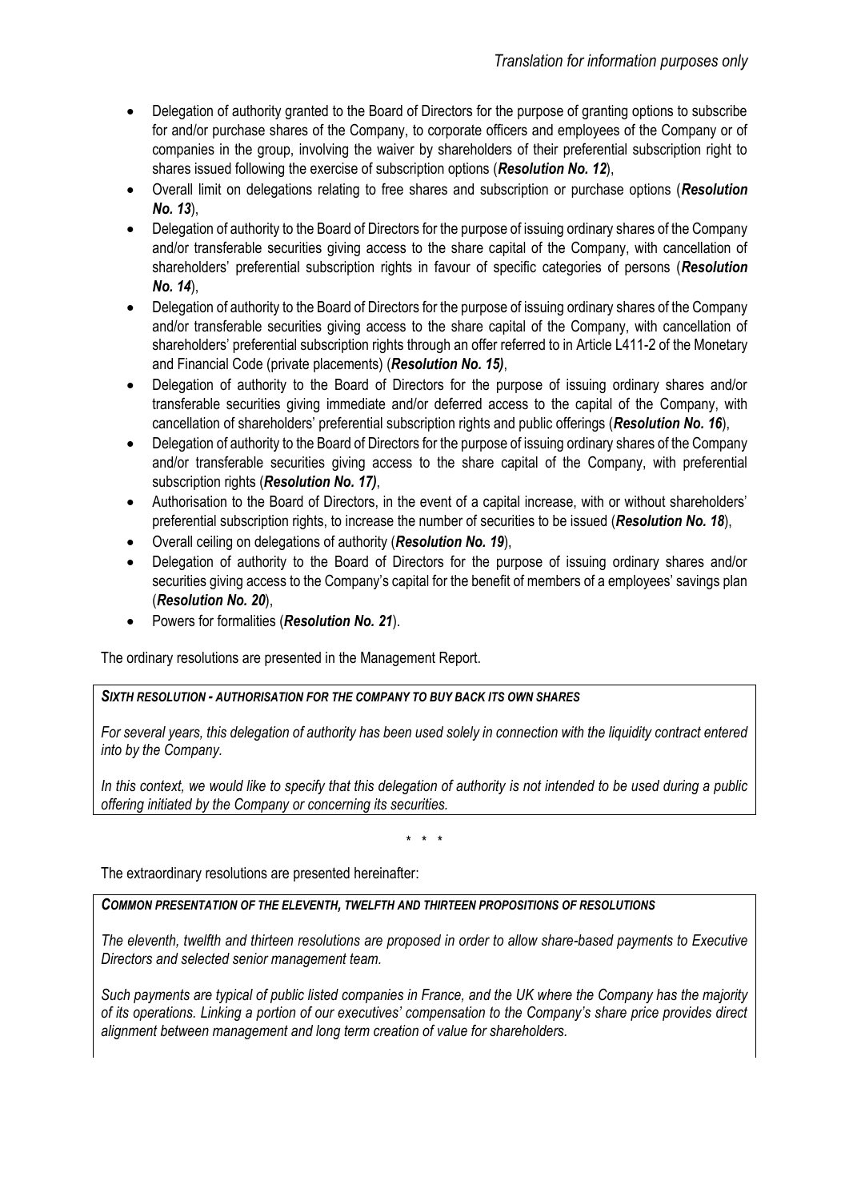- Delegation of authority granted to the Board of Directors for the purpose of granting options to subscribe for and/or purchase shares of the Company, to corporate officers and employees of the Company or of companies in the group, involving the waiver by shareholders of their preferential subscription right to shares issued following the exercise of subscription options (***Resolution No. 12***),
- Overall limit on delegations relating to free shares and subscription or purchase options (***Resolution No. 13***),
- Delegation of authority to the Board of Directors for the purpose of issuing ordinary shares of the Company and/or transferable securities giving access to the share capital of the Company, with cancellation of shareholders' preferential subscription rights in favour of specific categories of persons (***Resolution No. 14***),
- Delegation of authority to the Board of Directors for the purpose of issuing ordinary shares of the Company and/or transferable securities giving access to the share capital of the Company, with cancellation of shareholders' preferential subscription rights through an offer referred to in Article L411-2 of the Monetary and Financial Code (private placements) (***Resolution No. 15)***,
- Delegation of authority to the Board of Directors for the purpose of issuing ordinary shares and/or transferable securities giving immediate and/or deferred access to the capital of the Company, with cancellation of shareholders' preferential subscription rights and public offerings (***Resolution No. 16***),
- Delegation of authority to the Board of Directors for the purpose of issuing ordinary shares of the Company and/or transferable securities giving access to the share capital of the Company, with preferential subscription rights (***Resolution No. 17)***,
- Authorisation to the Board of Directors, in the event of a capital increase, with or without shareholders' preferential subscription rights, to increase the number of securities to be issued (***Resolution No. 18***),
- Overall ceiling on delegations of authority (***Resolution No. 19***),
- Delegation of authority to the Board of Directors for the purpose of issuing ordinary shares and/or securities giving access to the Company's capital for the benefit of members of a employees' savings plan (***Resolution No. 20***),
- Powers for formalities (***Resolution No. 21***).

The ordinary resolutions are presented in the Management Report.

***SIXTH RESOLUTION - AUTHORISATION FOR THE COMPANY TO BUY BACK ITS OWN SHARES***

*For several years, this delegation of authority has been used solely in connection with the liquidity contract entered into by the Company.*

*In this context, we would like to specify that this delegation of authority is not intended to be used during a public offering initiated by the Company or concerning its securities.*

\* \* \*

The extraordinary resolutions are presented hereinafter:

***COMMON PRESENTATION OF THE ELEVENTH, TWELFTH AND THIRTEEN PROPOSITIONS OF RESOLUTIONS***

*The eleventh, twelfth and thirteen resolutions are proposed in order to allow share-based payments to Executive Directors and selected senior management team.*

*Such payments are typical of public listed companies in France, and the UK where the Company has the majority of its operations. Linking a portion of our executives' compensation to the Company's share price provides direct alignment between management and long term creation of value for shareholders.*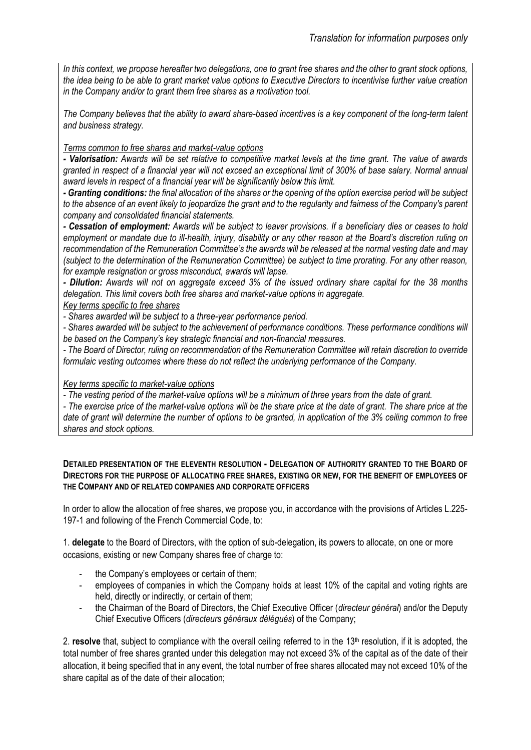*In this context, we propose hereafter two delegations, one to grant free shares and the other to grant stock options, the idea being to be able to grant market value options to Executive Directors to incentivise further value creation in the Company and/or to grant them free shares as a motivation tool.*

*The Company believes that the ability to award share-based incentives is a key component of the long-term talent and business strategy.*

*Terms common to free shares and market-value options*

***- Valorisation:** Awards will be set relative to competitive market levels at the time grant. The value of awards granted in respect of a financial year will not exceed an exceptional limit of 300% of base salary. Normal annual award levels in respect of a financial year will be significantly below this limit.*

***- Granting conditions:** the final allocation of the shares or the opening of the option exercise period will be subject to the absence of an event likely to jeopardize the grant and to the regularity and fairness of the Company's parent company and consolidated financial statements.*

***- Cessation of employment:** Awards will be subject to leaver provisions. If a beneficiary dies or ceases to hold employment or mandate due to ill-health, injury, disability or any other reason at the Board's discretion ruling on recommendation of the Remuneration Committee's the awards will be released at the normal vesting date and may (subject to the determination of the Remuneration Committee) be subject to time prorating. For any other reason, for example resignation or gross misconduct, awards will lapse.*

***- Dilution:** Awards will not on aggregate exceed 3% of the issued ordinary share capital for the 38 months delegation. This limit covers both free shares and market-value options in aggregate.*

*Key terms specific to free shares*

*- Shares awarded will be subject to a three-year performance period.*

*- Shares awarded will be subject to the achievement of performance conditions. These performance conditions will be based on the Company's key strategic financial and non-financial measures.*

*- The Board of Director, ruling on recommendation of the Remuneration Committee will retain discretion to override formulaic vesting outcomes where these do not reflect the underlying performance of the Company.*

*Key terms specific to market-value options*

*- The vesting period of the market-value options will be a minimum of three years from the date of grant.*

*- The exercise price of the market-value options will be the share price at the date of grant. The share price at the date of grant will determine the number of options to be granted, in application of the 3% ceiling common to free shares and stock options.*

**DETAILED PRESENTATION OF THE ELEVENTH RESOLUTION - DELEGATION OF AUTHORITY GRANTED TO THE BOARD OF DIRECTORS FOR THE PURPOSE OF ALLOCATING FREE SHARES, EXISTING OR NEW, FOR THE BENEFIT OF EMPLOYEES OF THE COMPANY AND OF RELATED COMPANIES AND CORPORATE OFFICERS**

In order to allow the allocation of free shares, we propose you, in accordance with the provisions of Articles L.225-197-1 and following of the French Commercial Code, to:

1. **delegate** to the Board of Directors, with the option of sub-delegation, its powers to allocate, on one or more occasions, existing or new Company shares free of charge to:

- the Company's employees or certain of them;
- employees of companies in which the Company holds at least 10% of the capital and voting rights are held, directly or indirectly, or certain of them;
- the Chairman of the Board of Directors, the Chief Executive Officer (*directeur général*) and/or the Deputy Chief Executive Officers (*directeurs généraux délégués*) of the Company;

2. **resolve** that, subject to compliance with the overall ceiling referred to in the 13th resolution, if it is adopted, the total number of free shares granted under this delegation may not exceed 3% of the capital as of the date of their allocation, it being specified that in any event, the total number of free shares allocated may not exceed 10% of the share capital as of the date of their allocation;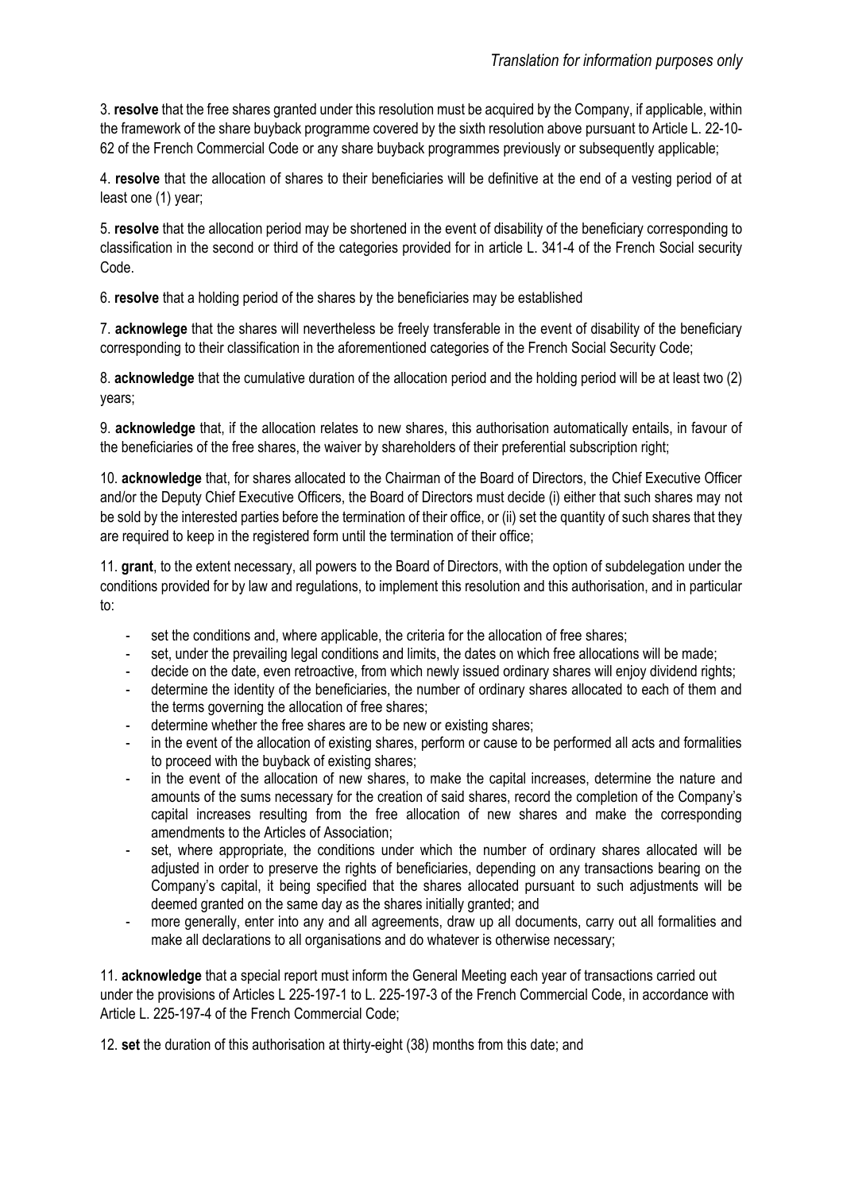*Translation for information purposes only*

3. **resolve** that the free shares granted under this resolution must be acquired by the Company, if applicable, within the framework of the share buyback programme covered by the sixth resolution above pursuant to Article L. 22-10-62 of the French Commercial Code or any share buyback programmes previously or subsequently applicable;

4. **resolve** that the allocation of shares to their beneficiaries will be definitive at the end of a vesting period of at least one (1) year;

5. **resolve** that the allocation period may be shortened in the event of disability of the beneficiary corresponding to classification in the second or third of the categories provided for in article L. 341-4 of the French Social security Code.

6. **resolve** that a holding period of the shares by the beneficiaries may be established

7. **acknowlege** that the shares will nevertheless be freely transferable in the event of disability of the beneficiary corresponding to their classification in the aforementioned categories of the French Social Security Code;

8. **acknowledge** that the cumulative duration of the allocation period and the holding period will be at least two (2) years;

9. **acknowledge** that, if the allocation relates to new shares, this authorisation automatically entails, in favour of the beneficiaries of the free shares, the waiver by shareholders of their preferential subscription right;

10. **acknowledge** that, for shares allocated to the Chairman of the Board of Directors, the Chief Executive Officer and/or the Deputy Chief Executive Officers, the Board of Directors must decide (i) either that such shares may not be sold by the interested parties before the termination of their office, or (ii) set the quantity of such shares that they are required to keep in the registered form until the termination of their office;

11. **grant**, to the extent necessary, all powers to the Board of Directors, with the option of subdelegation under the conditions provided for by law and regulations, to implement this resolution and this authorisation, and in particular to:

- set the conditions and, where applicable, the criteria for the allocation of free shares;
- set, under the prevailing legal conditions and limits, the dates on which free allocations will be made;
- decide on the date, even retroactive, from which newly issued ordinary shares will enjoy dividend rights;
- determine the identity of the beneficiaries, the number of ordinary shares allocated to each of them and the terms governing the allocation of free shares;
- determine whether the free shares are to be new or existing shares;
- in the event of the allocation of existing shares, perform or cause to be performed all acts and formalities to proceed with the buyback of existing shares;
- in the event of the allocation of new shares, to make the capital increases, determine the nature and amounts of the sums necessary for the creation of said shares, record the completion of the Company's capital increases resulting from the free allocation of new shares and make the corresponding amendments to the Articles of Association;
- set, where appropriate, the conditions under which the number of ordinary shares allocated will be adjusted in order to preserve the rights of beneficiaries, depending on any transactions bearing on the Company's capital, it being specified that the shares allocated pursuant to such adjustments will be deemed granted on the same day as the shares initially granted; and
- more generally, enter into any and all agreements, draw up all documents, carry out all formalities and make all declarations to all organisations and do whatever is otherwise necessary;

11. **acknowledge** that a special report must inform the General Meeting each year of transactions carried out under the provisions of Articles L 225-197-1 to L. 225-197-3 of the French Commercial Code, in accordance with Article L. 225-197-4 of the French Commercial Code;

12. **set** the duration of this authorisation at thirty-eight (38) months from this date; and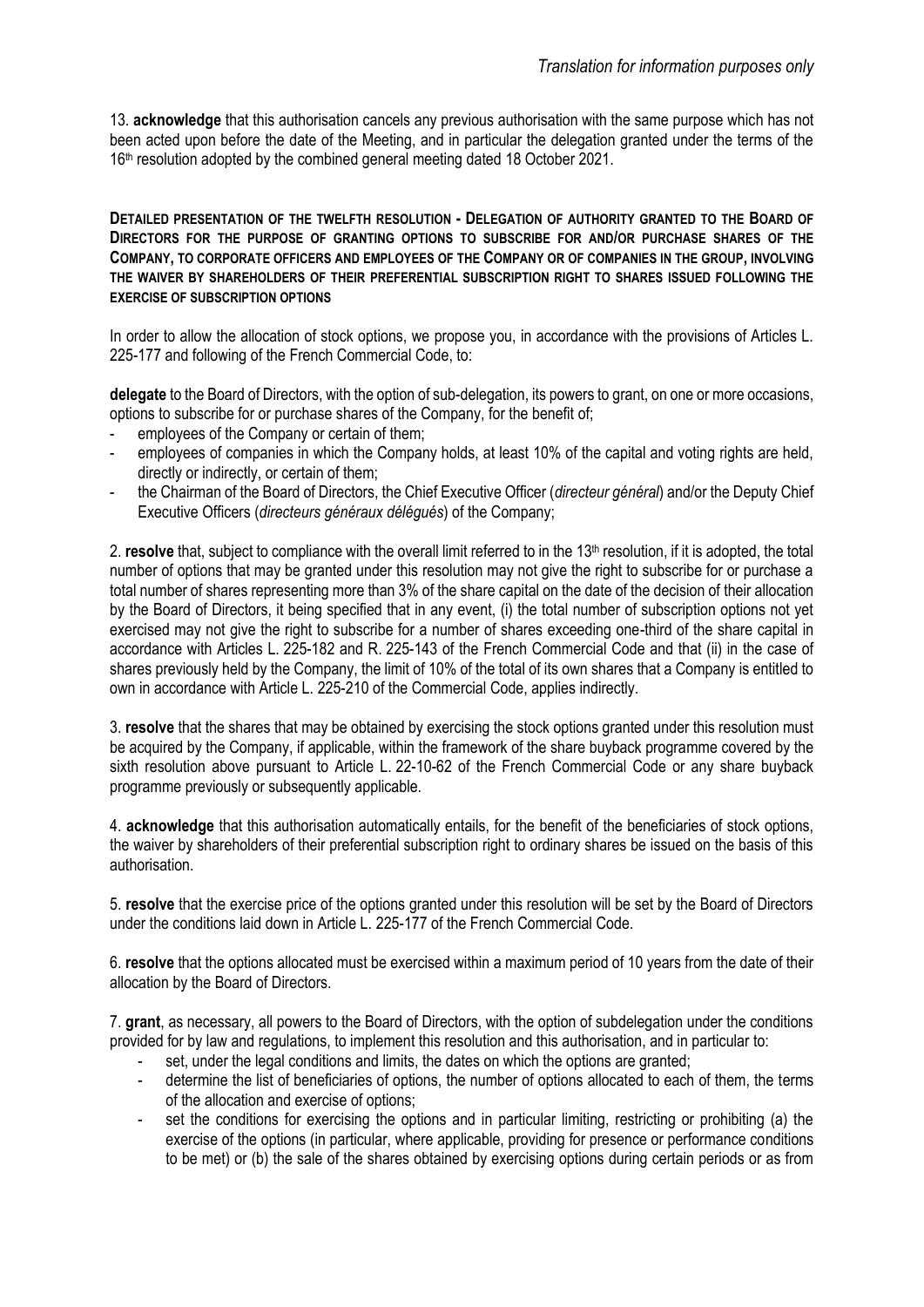*Translation for information purposes only*

13. **acknowledge** that this authorisation cancels any previous authorisation with the same purpose which has not been acted upon before the date of the Meeting, and in particular the delegation granted under the terms of the 16th resolution adopted by the combined general meeting dated 18 October 2021.

**DETAILED PRESENTATION OF THE TWELFTH RESOLUTION - DELEGATION OF AUTHORITY GRANTED TO THE BOARD OF DIRECTORS FOR THE PURPOSE OF GRANTING OPTIONS TO SUBSCRIBE FOR AND/OR PURCHASE SHARES OF THE COMPANY, TO CORPORATE OFFICERS AND EMPLOYEES OF THE COMPANY OR OF COMPANIES IN THE GROUP, INVOLVING THE WAIVER BY SHAREHOLDERS OF THEIR PREFERENTIAL SUBSCRIPTION RIGHT TO SHARES ISSUED FOLLOWING THE EXERCISE OF SUBSCRIPTION OPTIONS**

In order to allow the allocation of stock options, we propose you, in accordance with the provisions of Articles L. 225-177 and following of the French Commercial Code, to:

**delegate** to the Board of Directors, with the option of sub-delegation, its powers to grant, on one or more occasions, options to subscribe for or purchase shares of the Company, for the benefit of;

- employees of the Company or certain of them;
- employees of companies in which the Company holds, at least 10% of the capital and voting rights are held, directly or indirectly, or certain of them;
- the Chairman of the Board of Directors, the Chief Executive Officer (*directeur général*) and/or the Deputy Chief Executive Officers (*directeurs généraux délégués*) of the Company;

2. **resolve** that, subject to compliance with the overall limit referred to in the 13th resolution, if it is adopted, the total number of options that may be granted under this resolution may not give the right to subscribe for or purchase a total number of shares representing more than 3% of the share capital on the date of the decision of their allocation by the Board of Directors, it being specified that in any event, (i) the total number of subscription options not yet exercised may not give the right to subscribe for a number of shares exceeding one-third of the share capital in accordance with Articles L. 225-182 and R. 225-143 of the French Commercial Code and that (ii) in the case of shares previously held by the Company, the limit of 10% of the total of its own shares that a Company is entitled to own in accordance with Article L. 225-210 of the Commercial Code, applies indirectly.

3. **resolve** that the shares that may be obtained by exercising the stock options granted under this resolution must be acquired by the Company, if applicable, within the framework of the share buyback programme covered by the sixth resolution above pursuant to Article L. 22-10-62 of the French Commercial Code or any share buyback programme previously or subsequently applicable.

4. **acknowledge** that this authorisation automatically entails, for the benefit of the beneficiaries of stock options, the waiver by shareholders of their preferential subscription right to ordinary shares be issued on the basis of this authorisation.

5. **resolve** that the exercise price of the options granted under this resolution will be set by the Board of Directors under the conditions laid down in Article L. 225-177 of the French Commercial Code.

6. **resolve** that the options allocated must be exercised within a maximum period of 10 years from the date of their allocation by the Board of Directors.

7. **grant**, as necessary, all powers to the Board of Directors, with the option of subdelegation under the conditions provided for by law and regulations, to implement this resolution and this authorisation, and in particular to:

- set, under the legal conditions and limits, the dates on which the options are granted;
- determine the list of beneficiaries of options, the number of options allocated to each of them, the terms of the allocation and exercise of options;
- set the conditions for exercising the options and in particular limiting, restricting or prohibiting (a) the exercise of the options (in particular, where applicable, providing for presence or performance conditions to be met) or (b) the sale of the shares obtained by exercising options during certain periods or as from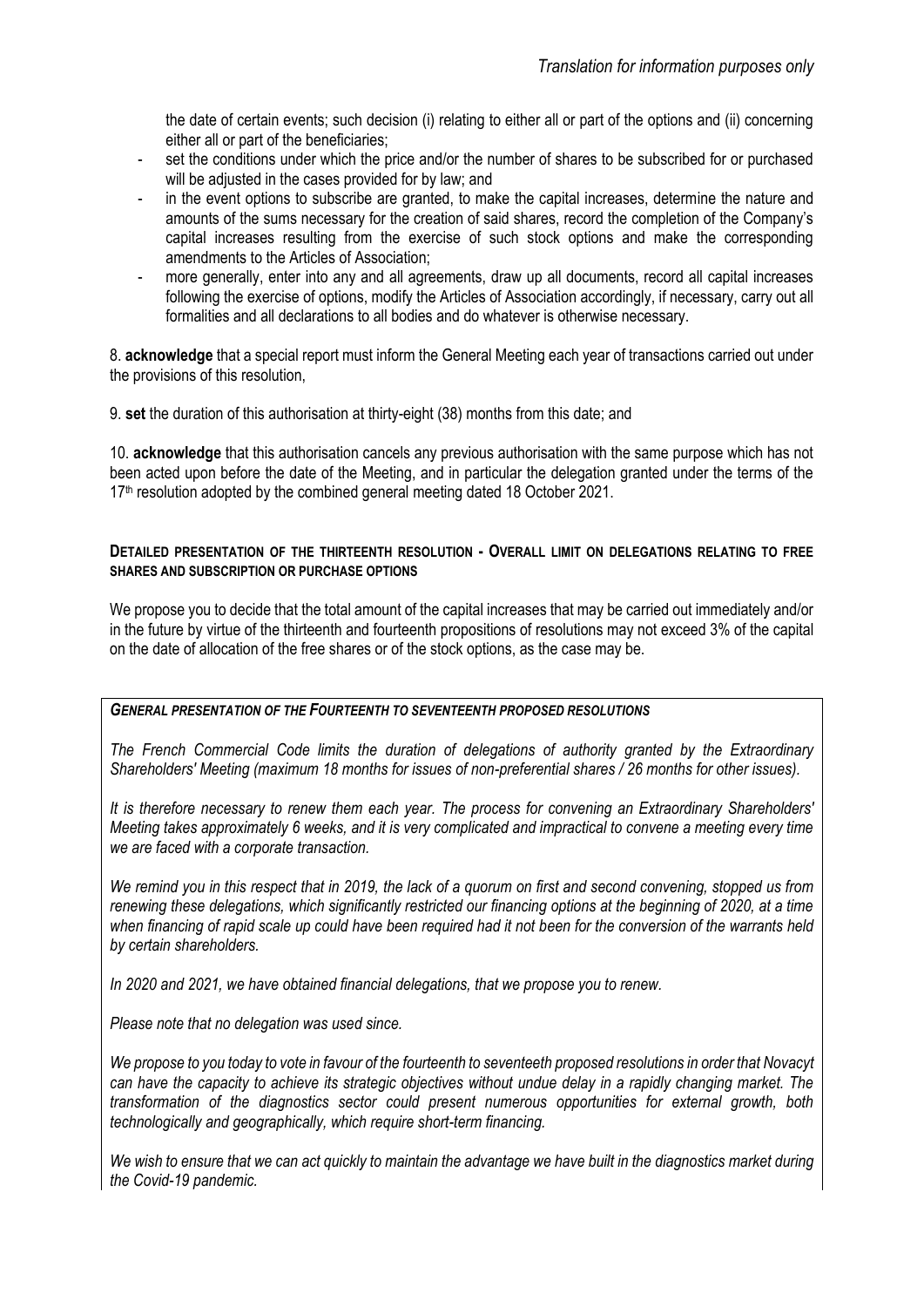the date of certain events; such decision (i) relating to either all or part of the options and (ii) concerning either all or part of the beneficiaries;

- set the conditions under which the price and/or the number of shares to be subscribed for or purchased will be adjusted in the cases provided for by law; and
- in the event options to subscribe are granted, to make the capital increases, determine the nature and amounts of the sums necessary for the creation of said shares, record the completion of the Company's capital increases resulting from the exercise of such stock options and make the corresponding amendments to the Articles of Association;
- more generally, enter into any and all agreements, draw up all documents, record all capital increases following the exercise of options, modify the Articles of Association accordingly, if necessary, carry out all formalities and all declarations to all bodies and do whatever is otherwise necessary.

8. **acknowledge** that a special report must inform the General Meeting each year of transactions carried out under the provisions of this resolution,

9. **set** the duration of this authorisation at thirty-eight (38) months from this date; and

10. **acknowledge** that this authorisation cancels any previous authorisation with the same purpose which has not been acted upon before the date of the Meeting, and in particular the delegation granted under the terms of the 17th resolution adopted by the combined general meeting dated 18 October 2021.

#### DETAILED PRESENTATION OF THE THIRTEENTH RESOLUTION - OVERALL LIMIT ON DELEGATIONS RELATING TO FREE SHARES AND SUBSCRIPTION OR PURCHASE OPTIONS

We propose you to decide that the total amount of the capital increases that may be carried out immediately and/or in the future by virtue of the thirteenth and fourteenth propositions of resolutions may not exceed 3% of the capital on the date of allocation of the free shares or of the stock options, as the case may be.

***GENERAL PRESENTATION OF THE FOURTEENTH TO SEVENTEENTH PROPOSED RESOLUTIONS***

*The French Commercial Code limits the duration of delegations of authority granted by the Extraordinary Shareholders' Meeting (maximum 18 months for issues of non-preferential shares / 26 months for other issues).*

*It is therefore necessary to renew them each year. The process for convening an Extraordinary Shareholders' Meeting takes approximately 6 weeks, and it is very complicated and impractical to convene a meeting every time we are faced with a corporate transaction.*

*We remind you in this respect that in 2019, the lack of a quorum on first and second convening, stopped us from renewing these delegations, which significantly restricted our financing options at the beginning of 2020, at a time when financing of rapid scale up could have been required had it not been for the conversion of the warrants held by certain shareholders.*

*In 2020 and 2021, we have obtained financial delegations, that we propose you to renew.*

*Please note that no delegation was used since.*

*We propose to you today to vote in favour of the fourteenth to seventeeth proposed resolutions in order that Novacyt can have the capacity to achieve its strategic objectives without undue delay in a rapidly changing market. The transformation of the diagnostics sector could present numerous opportunities for external growth, both technologically and geographically, which require short-term financing.*

*We wish to ensure that we can act quickly to maintain the advantage we have built in the diagnostics market during the Covid-19 pandemic.*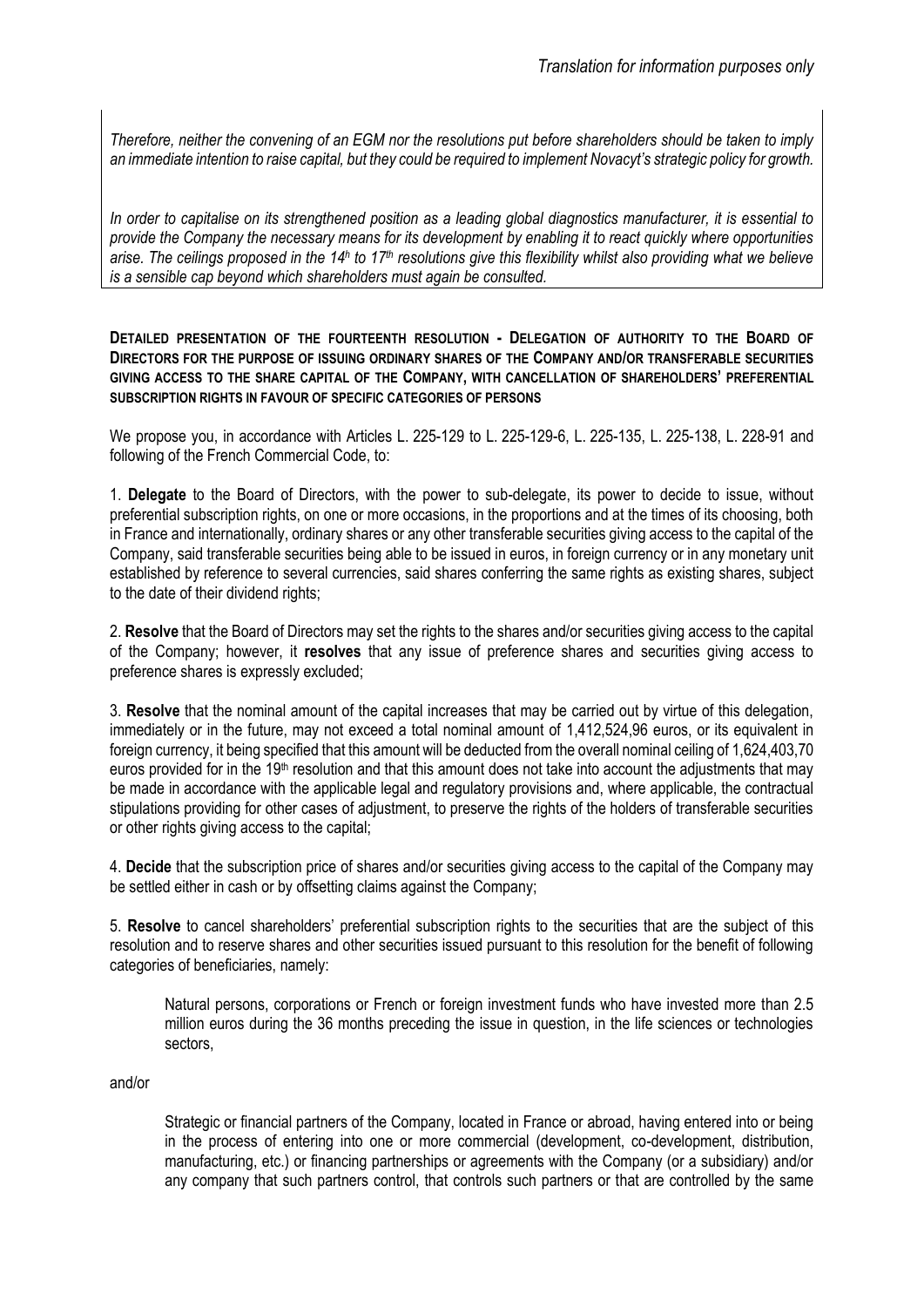*Therefore, neither the convening of an EGM nor the resolutions put before shareholders should be taken to imply an immediate intention to raise capital, but they could be required to implement Novacyt's strategic policy for growth.*

*In order to capitalise on its strengthened position as a leading global diagnostics manufacturer, it is essential to provide the Company the necessary means for its development by enabling it to react quickly where opportunities arise. The ceilings proposed in the 14h to 17th resolutions give this flexibility whilst also providing what we believe is a sensible cap beyond which shareholders must again be consulted.*

**DETAILED PRESENTATION OF THE FOURTEENTH RESOLUTION - DELEGATION OF AUTHORITY TO THE BOARD OF DIRECTORS FOR THE PURPOSE OF ISSUING ORDINARY SHARES OF THE COMPANY AND/OR TRANSFERABLE SECURITIES GIVING ACCESS TO THE SHARE CAPITAL OF THE COMPANY, WITH CANCELLATION OF SHAREHOLDERS' PREFERENTIAL SUBSCRIPTION RIGHTS IN FAVOUR OF SPECIFIC CATEGORIES OF PERSONS**

We propose you, in accordance with Articles L. 225-129 to L. 225-129-6, L. 225-135, L. 225-138, L. 228-91 and following of the French Commercial Code, to:

1. **Delegate** to the Board of Directors, with the power to sub-delegate, its power to decide to issue, without preferential subscription rights, on one or more occasions, in the proportions and at the times of its choosing, both in France and internationally, ordinary shares or any other transferable securities giving access to the capital of the Company, said transferable securities being able to be issued in euros, in foreign currency or in any monetary unit established by reference to several currencies, said shares conferring the same rights as existing shares, subject to the date of their dividend rights;

2. **Resolve** that the Board of Directors may set the rights to the shares and/or securities giving access to the capital of the Company; however, it **resolves** that any issue of preference shares and securities giving access to preference shares is expressly excluded;

3. **Resolve** that the nominal amount of the capital increases that may be carried out by virtue of this delegation, immediately or in the future, may not exceed a total nominal amount of 1,412,524,96 euros, or its equivalent in foreign currency, it being specified that this amount will be deducted from the overall nominal ceiling of 1,624,403,70 euros provided for in the 19th resolution and that this amount does not take into account the adjustments that may be made in accordance with the applicable legal and regulatory provisions and, where applicable, the contractual stipulations providing for other cases of adjustment, to preserve the rights of the holders of transferable securities or other rights giving access to the capital;

4. **Decide** that the subscription price of shares and/or securities giving access to the capital of the Company may be settled either in cash or by offsetting claims against the Company;

5. **Resolve** to cancel shareholders' preferential subscription rights to the securities that are the subject of this resolution and to reserve shares and other securities issued pursuant to this resolution for the benefit of following categories of beneficiaries, namely:

> Natural persons, corporations or French or foreign investment funds who have invested more than 2.5 million euros during the 36 months preceding the issue in question, in the life sciences or technologies sectors,

and/or

> Strategic or financial partners of the Company, located in France or abroad, having entered into or being in the process of entering into one or more commercial (development, co-development, distribution, manufacturing, etc.) or financing partnerships or agreements with the Company (or a subsidiary) and/or any company that such partners control, that controls such partners or that are controlled by the same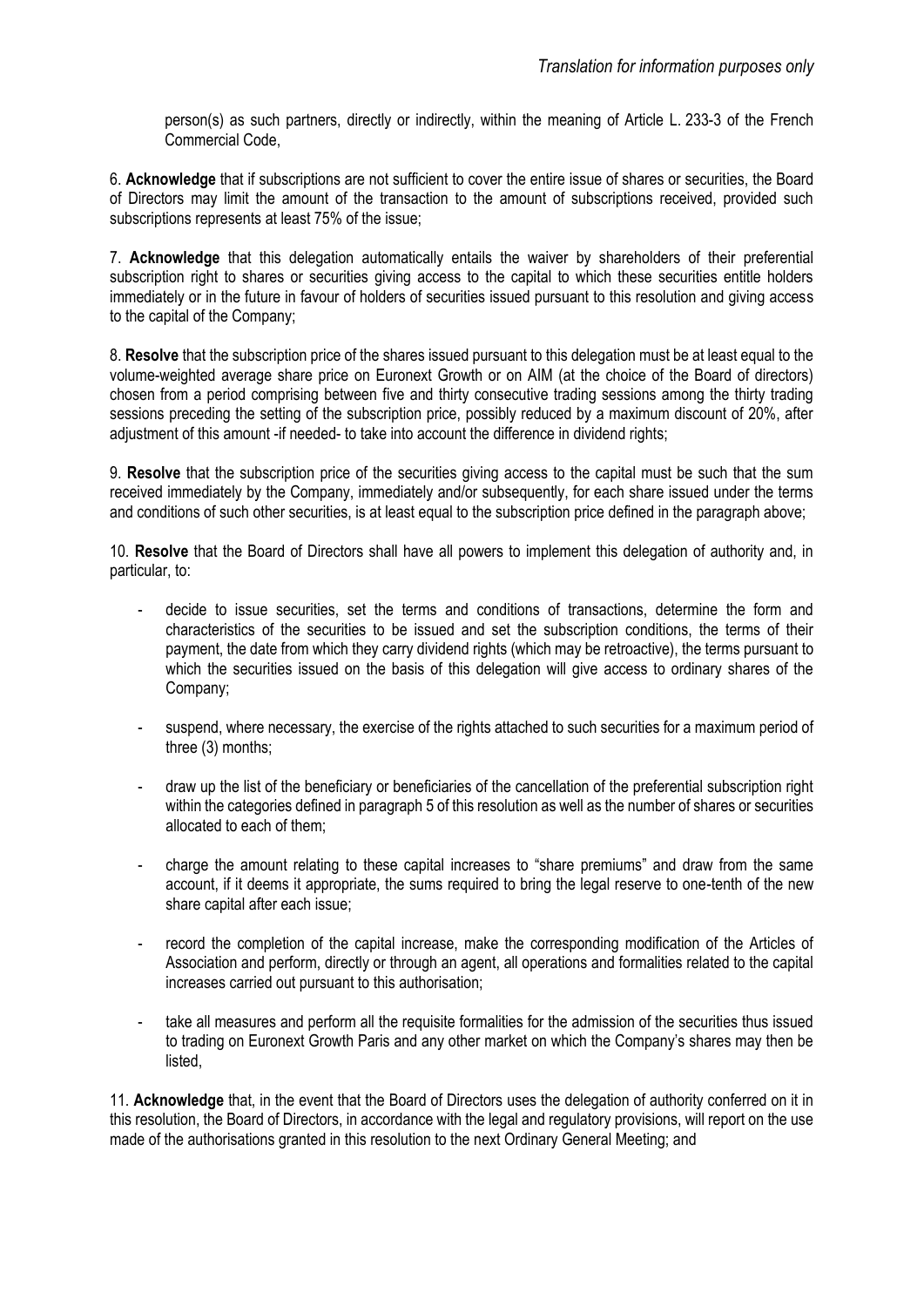person(s) as such partners, directly or indirectly, within the meaning of Article L. 233-3 of the French Commercial Code,

6. **Acknowledge** that if subscriptions are not sufficient to cover the entire issue of shares or securities, the Board of Directors may limit the amount of the transaction to the amount of subscriptions received, provided such subscriptions represents at least 75% of the issue;

7. **Acknowledge** that this delegation automatically entails the waiver by shareholders of their preferential subscription right to shares or securities giving access to the capital to which these securities entitle holders immediately or in the future in favour of holders of securities issued pursuant to this resolution and giving access to the capital of the Company;

8. **Resolve** that the subscription price of the shares issued pursuant to this delegation must be at least equal to the volume-weighted average share price on Euronext Growth or on AIM (at the choice of the Board of directors) chosen from a period comprising between five and thirty consecutive trading sessions among the thirty trading sessions preceding the setting of the subscription price, possibly reduced by a maximum discount of 20%, after adjustment of this amount -if needed- to take into account the difference in dividend rights;

9. **Resolve** that the subscription price of the securities giving access to the capital must be such that the sum received immediately by the Company, immediately and/or subsequently, for each share issued under the terms and conditions of such other securities, is at least equal to the subscription price defined in the paragraph above;

10. **Resolve** that the Board of Directors shall have all powers to implement this delegation of authority and, in particular, to:

- decide to issue securities, set the terms and conditions of transactions, determine the form and characteristics of the securities to be issued and set the subscription conditions, the terms of their payment, the date from which they carry dividend rights (which may be retroactive), the terms pursuant to which the securities issued on the basis of this delegation will give access to ordinary shares of the Company;

- suspend, where necessary, the exercise of the rights attached to such securities for a maximum period of three (3) months;

- draw up the list of the beneficiary or beneficiaries of the cancellation of the preferential subscription right within the categories defined in paragraph 5 of this resolution as well as the number of shares or securities allocated to each of them;

- charge the amount relating to these capital increases to "share premiums" and draw from the same account, if it deems it appropriate, the sums required to bring the legal reserve to one-tenth of the new share capital after each issue;

- record the completion of the capital increase, make the corresponding modification of the Articles of Association and perform, directly or through an agent, all operations and formalities related to the capital increases carried out pursuant to this authorisation;

- take all measures and perform all the requisite formalities for the admission of the securities thus issued to trading on Euronext Growth Paris and any other market on which the Company's shares may then be listed,

11. **Acknowledge** that, in the event that the Board of Directors uses the delegation of authority conferred on it in this resolution, the Board of Directors, in accordance with the legal and regulatory provisions, will report on the use made of the authorisations granted in this resolution to the next Ordinary General Meeting; and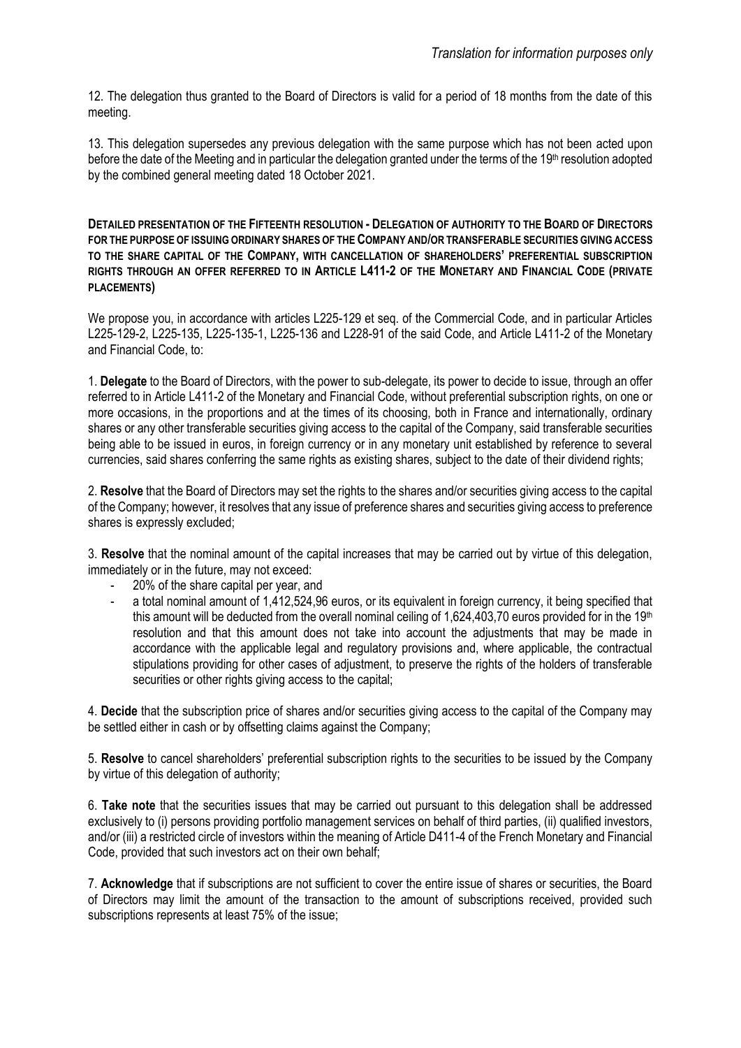*Translation for information purposes only*

12. The delegation thus granted to the Board of Directors is valid for a period of 18 months from the date of this meeting.

13. This delegation supersedes any previous delegation with the same purpose which has not been acted upon before the date of the Meeting and in particular the delegation granted under the terms of the 19th resolution adopted by the combined general meeting dated 18 October 2021.

**DETAILED PRESENTATION OF THE FIFTEENTH RESOLUTION - DELEGATION OF AUTHORITY TO THE BOARD OF DIRECTORS FOR THE PURPOSE OF ISSUING ORDINARY SHARES OF THE COMPANY AND/OR TRANSFERABLE SECURITIES GIVING ACCESS TO THE SHARE CAPITAL OF THE COMPANY, WITH CANCELLATION OF SHAREHOLDERS' PREFERENTIAL SUBSCRIPTION RIGHTS THROUGH AN OFFER REFERRED TO IN ARTICLE L411-2 OF THE MONETARY AND FINANCIAL CODE (PRIVATE PLACEMENTS)**

We propose you, in accordance with articles L225-129 et seq. of the Commercial Code, and in particular Articles L225-129-2, L225-135, L225-135-1, L225-136 and L228-91 of the said Code, and Article L411-2 of the Monetary and Financial Code, to:

1. **Delegate** to the Board of Directors, with the power to sub-delegate, its power to decide to issue, through an offer referred to in Article L411-2 of the Monetary and Financial Code, without preferential subscription rights, on one or more occasions, in the proportions and at the times of its choosing, both in France and internationally, ordinary shares or any other transferable securities giving access to the capital of the Company, said transferable securities being able to be issued in euros, in foreign currency or in any monetary unit established by reference to several currencies, said shares conferring the same rights as existing shares, subject to the date of their dividend rights;

2. **Resolve** that the Board of Directors may set the rights to the shares and/or securities giving access to the capital of the Company; however, it resolves that any issue of preference shares and securities giving access to preference shares is expressly excluded;

3. **Resolve** that the nominal amount of the capital increases that may be carried out by virtue of this delegation, immediately or in the future, may not exceed:
   - 20% of the share capital per year, and
   - a total nominal amount of 1,412,524,96 euros, or its equivalent in foreign currency, it being specified that this amount will be deducted from the overall nominal ceiling of 1,624,403,70 euros provided for in the 19th resolution and that this amount does not take into account the adjustments that may be made in accordance with the applicable legal and regulatory provisions and, where applicable, the contractual stipulations providing for other cases of adjustment, to preserve the rights of the holders of transferable securities or other rights giving access to the capital;

4. **Decide** that the subscription price of shares and/or securities giving access to the capital of the Company may be settled either in cash or by offsetting claims against the Company;

5. **Resolve** to cancel shareholders' preferential subscription rights to the securities to be issued by the Company by virtue of this delegation of authority;

6. **Take note** that the securities issues that may be carried out pursuant to this delegation shall be addressed exclusively to (i) persons providing portfolio management services on behalf of third parties, (ii) qualified investors, and/or (iii) a restricted circle of investors within the meaning of Article D411-4 of the French Monetary and Financial Code, provided that such investors act on their own behalf;

7. **Acknowledge** that if subscriptions are not sufficient to cover the entire issue of shares or securities, the Board of Directors may limit the amount of the transaction to the amount of subscriptions received, provided such subscriptions represents at least 75% of the issue;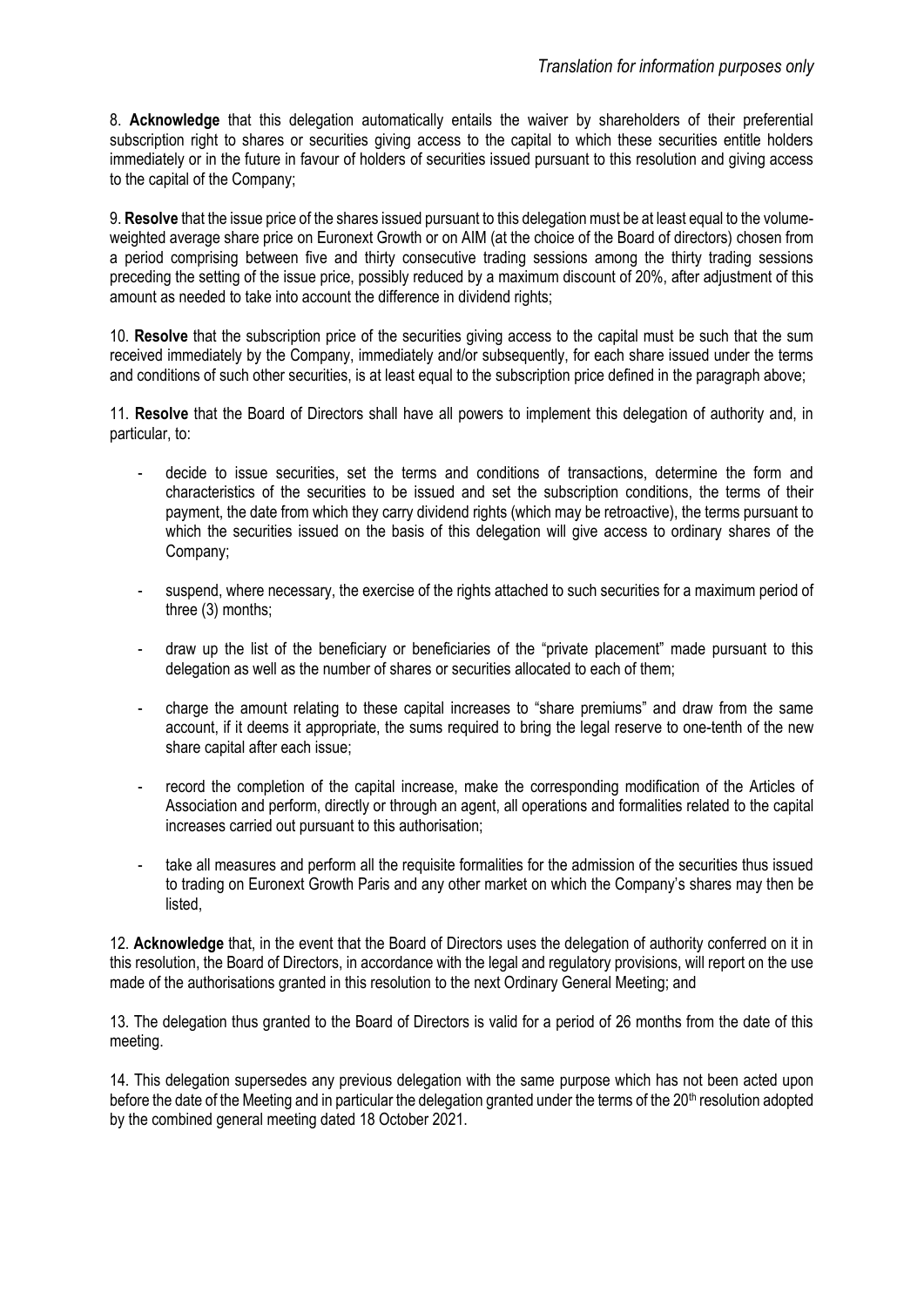*Translation for information purposes only*

8. **Acknowledge** that this delegation automatically entails the waiver by shareholders of their preferential subscription right to shares or securities giving access to the capital to which these securities entitle holders immediately or in the future in favour of holders of securities issued pursuant to this resolution and giving access to the capital of the Company;

9. **Resolve** that the issue price of the shares issued pursuant to this delegation must be at least equal to the volume-weighted average share price on Euronext Growth or on AIM (at the choice of the Board of directors) chosen from a period comprising between five and thirty consecutive trading sessions among the thirty trading sessions preceding the setting of the issue price, possibly reduced by a maximum discount of 20%, after adjustment of this amount as needed to take into account the difference in dividend rights;

10. **Resolve** that the subscription price of the securities giving access to the capital must be such that the sum received immediately by the Company, immediately and/or subsequently, for each share issued under the terms and conditions of such other securities, is at least equal to the subscription price defined in the paragraph above;

11. **Resolve** that the Board of Directors shall have all powers to implement this delegation of authority and, in particular, to:

- decide to issue securities, set the terms and conditions of transactions, determine the form and characteristics of the securities to be issued and set the subscription conditions, the terms of their payment, the date from which they carry dividend rights (which may be retroactive), the terms pursuant to which the securities issued on the basis of this delegation will give access to ordinary shares of the Company;

- suspend, where necessary, the exercise of the rights attached to such securities for a maximum period of three (3) months;

- draw up the list of the beneficiary or beneficiaries of the "private placement" made pursuant to this delegation as well as the number of shares or securities allocated to each of them;

- charge the amount relating to these capital increases to "share premiums" and draw from the same account, if it deems it appropriate, the sums required to bring the legal reserve to one-tenth of the new share capital after each issue;

- record the completion of the capital increase, make the corresponding modification of the Articles of Association and perform, directly or through an agent, all operations and formalities related to the capital increases carried out pursuant to this authorisation;

- take all measures and perform all the requisite formalities for the admission of the securities thus issued to trading on Euronext Growth Paris and any other market on which the Company's shares may then be listed,

12. **Acknowledge** that, in the event that the Board of Directors uses the delegation of authority conferred on it in this resolution, the Board of Directors, in accordance with the legal and regulatory provisions, will report on the use made of the authorisations granted in this resolution to the next Ordinary General Meeting; and

13. The delegation thus granted to the Board of Directors is valid for a period of 26 months from the date of this meeting.

14. This delegation supersedes any previous delegation with the same purpose which has not been acted upon before the date of the Meeting and in particular the delegation granted under the terms of the 20th resolution adopted by the combined general meeting dated 18 October 2021.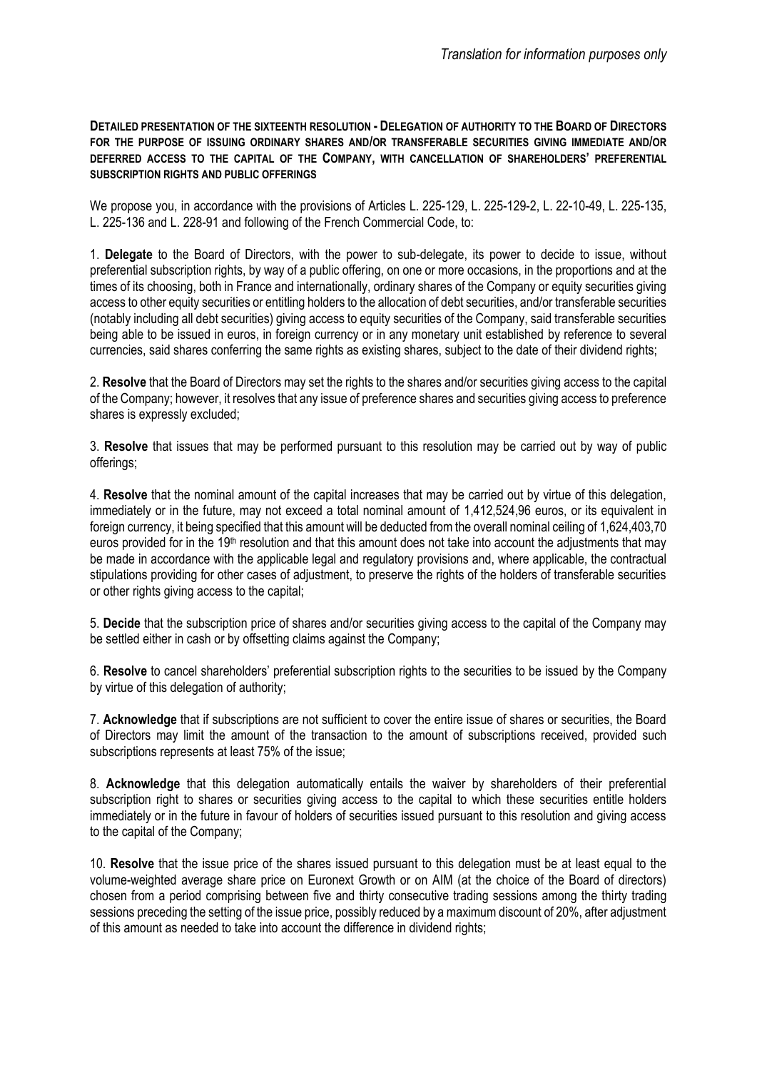*Translation for information purposes only*

**DETAILED PRESENTATION OF THE SIXTEENTH RESOLUTION - DELEGATION OF AUTHORITY TO THE BOARD OF DIRECTORS FOR THE PURPOSE OF ISSUING ORDINARY SHARES AND/OR TRANSFERABLE SECURITIES GIVING IMMEDIATE AND/OR DEFERRED ACCESS TO THE CAPITAL OF THE COMPANY, WITH CANCELLATION OF SHAREHOLDERS' PREFERENTIAL SUBSCRIPTION RIGHTS AND PUBLIC OFFERINGS**

We propose you, in accordance with the provisions of Articles L. 225-129, L. 225-129-2, L. 22-10-49, L. 225-135, L. 225-136 and L. 228-91 and following of the French Commercial Code, to:

1. **Delegate** to the Board of Directors, with the power to sub-delegate, its power to decide to issue, without preferential subscription rights, by way of a public offering, on one or more occasions, in the proportions and at the times of its choosing, both in France and internationally, ordinary shares of the Company or equity securities giving access to other equity securities or entitling holders to the allocation of debt securities, and/or transferable securities (notably including all debt securities) giving access to equity securities of the Company, said transferable securities being able to be issued in euros, in foreign currency or in any monetary unit established by reference to several currencies, said shares conferring the same rights as existing shares, subject to the date of their dividend rights;

2. **Resolve** that the Board of Directors may set the rights to the shares and/or securities giving access to the capital of the Company; however, it resolves that any issue of preference shares and securities giving access to preference shares is expressly excluded;

3. **Resolve** that issues that may be performed pursuant to this resolution may be carried out by way of public offerings;

4. **Resolve** that the nominal amount of the capital increases that may be carried out by virtue of this delegation, immediately or in the future, may not exceed a total nominal amount of 1,412,524,96 euros, or its equivalent in foreign currency, it being specified that this amount will be deducted from the overall nominal ceiling of 1,624,403,70 euros provided for in the 19th resolution and that this amount does not take into account the adjustments that may be made in accordance with the applicable legal and regulatory provisions and, where applicable, the contractual stipulations providing for other cases of adjustment, to preserve the rights of the holders of transferable securities or other rights giving access to the capital;

5. **Decide** that the subscription price of shares and/or securities giving access to the capital of the Company may be settled either in cash or by offsetting claims against the Company;

6. **Resolve** to cancel shareholders' preferential subscription rights to the securities to be issued by the Company by virtue of this delegation of authority;

7. **Acknowledge** that if subscriptions are not sufficient to cover the entire issue of shares or securities, the Board of Directors may limit the amount of the transaction to the amount of subscriptions received, provided such subscriptions represents at least 75% of the issue;

8. **Acknowledge** that this delegation automatically entails the waiver by shareholders of their preferential subscription right to shares or securities giving access to the capital to which these securities entitle holders immediately or in the future in favour of holders of securities issued pursuant to this resolution and giving access to the capital of the Company;

10. **Resolve** that the issue price of the shares issued pursuant to this delegation must be at least equal to the volume-weighted average share price on Euronext Growth or on AIM (at the choice of the Board of directors) chosen from a period comprising between five and thirty consecutive trading sessions among the thirty trading sessions preceding the setting of the issue price, possibly reduced by a maximum discount of 20%, after adjustment of this amount as needed to take into account the difference in dividend rights;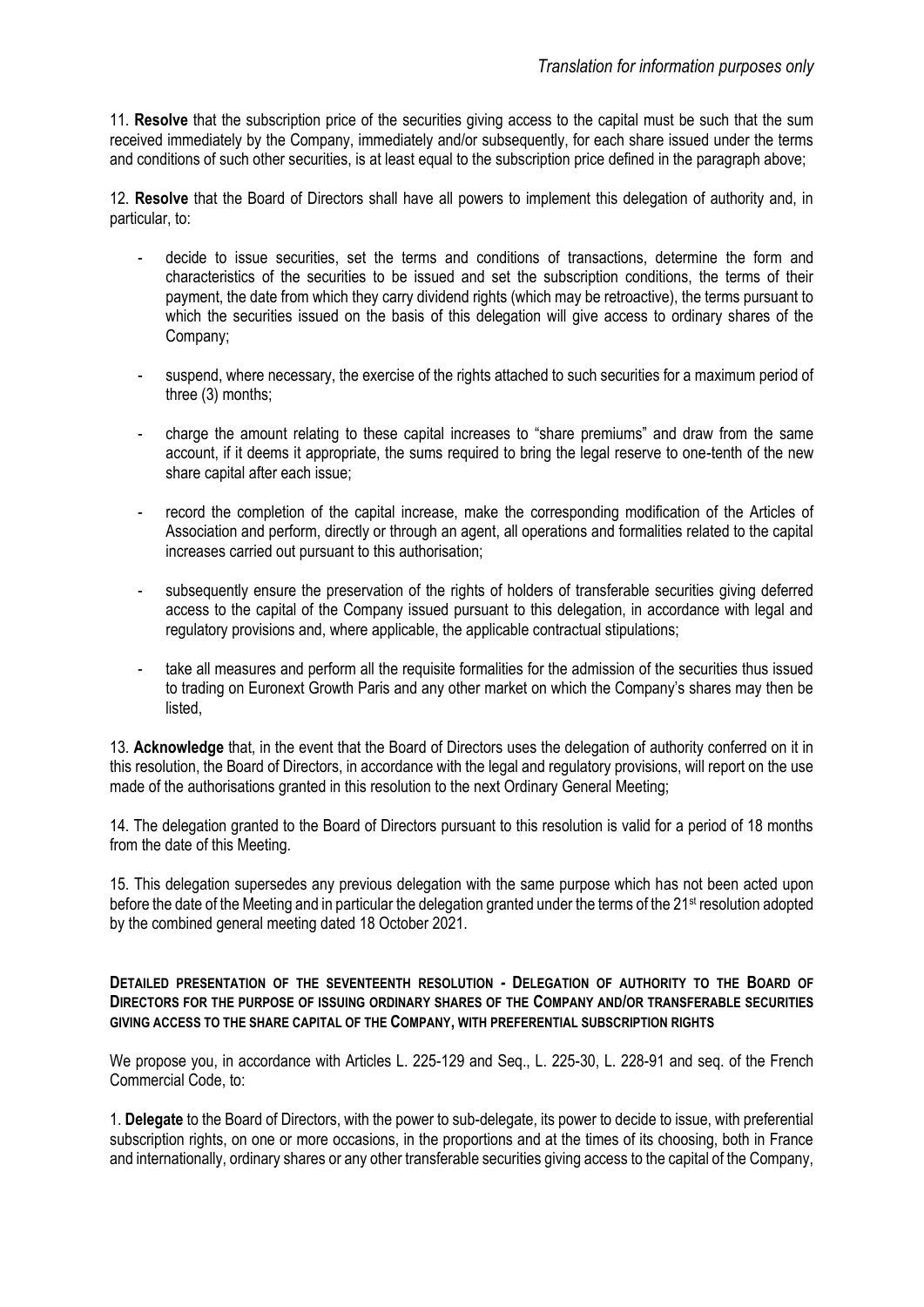*Translation for information purposes only*

11. **Resolve** that the subscription price of the securities giving access to the capital must be such that the sum received immediately by the Company, immediately and/or subsequently, for each share issued under the terms and conditions of such other securities, is at least equal to the subscription price defined in the paragraph above;

12. **Resolve** that the Board of Directors shall have all powers to implement this delegation of authority and, in particular, to:

- decide to issue securities, set the terms and conditions of transactions, determine the form and characteristics of the securities to be issued and set the subscription conditions, the terms of their payment, the date from which they carry dividend rights (which may be retroactive), the terms pursuant to which the securities issued on the basis of this delegation will give access to ordinary shares of the Company;
- suspend, where necessary, the exercise of the rights attached to such securities for a maximum period of three (3) months;
- charge the amount relating to these capital increases to "share premiums" and draw from the same account, if it deems it appropriate, the sums required to bring the legal reserve to one-tenth of the new share capital after each issue;
- record the completion of the capital increase, make the corresponding modification of the Articles of Association and perform, directly or through an agent, all operations and formalities related to the capital increases carried out pursuant to this authorisation;
- subsequently ensure the preservation of the rights of holders of transferable securities giving deferred access to the capital of the Company issued pursuant to this delegation, in accordance with legal and regulatory provisions and, where applicable, the applicable contractual stipulations;
- take all measures and perform all the requisite formalities for the admission of the securities thus issued to trading on Euronext Growth Paris and any other market on which the Company's shares may then be listed,

13. **Acknowledge** that, in the event that the Board of Directors uses the delegation of authority conferred on it in this resolution, the Board of Directors, in accordance with the legal and regulatory provisions, will report on the use made of the authorisations granted in this resolution to the next Ordinary General Meeting;

14. The delegation granted to the Board of Directors pursuant to this resolution is valid for a period of 18 months from the date of this Meeting.

15. This delegation supersedes any previous delegation with the same purpose which has not been acted upon before the date of the Meeting and in particular the delegation granted under the terms of the 21st resolution adopted by the combined general meeting dated 18 October 2021.

**DETAILED PRESENTATION OF THE SEVENTEENTH RESOLUTION - DELEGATION OF AUTHORITY TO THE BOARD OF DIRECTORS FOR THE PURPOSE OF ISSUING ORDINARY SHARES OF THE COMPANY AND/OR TRANSFERABLE SECURITIES GIVING ACCESS TO THE SHARE CAPITAL OF THE COMPANY, WITH PREFERENTIAL SUBSCRIPTION RIGHTS**

We propose you, in accordance with Articles L. 225-129 and Seq., L. 225-30, L. 228-91 and seq. of the French Commercial Code, to:

1. **Delegate** to the Board of Directors, with the power to sub-delegate, its power to decide to issue, with preferential subscription rights, on one or more occasions, in the proportions and at the times of its choosing, both in France and internationally, ordinary shares or any other transferable securities giving access to the capital of the Company,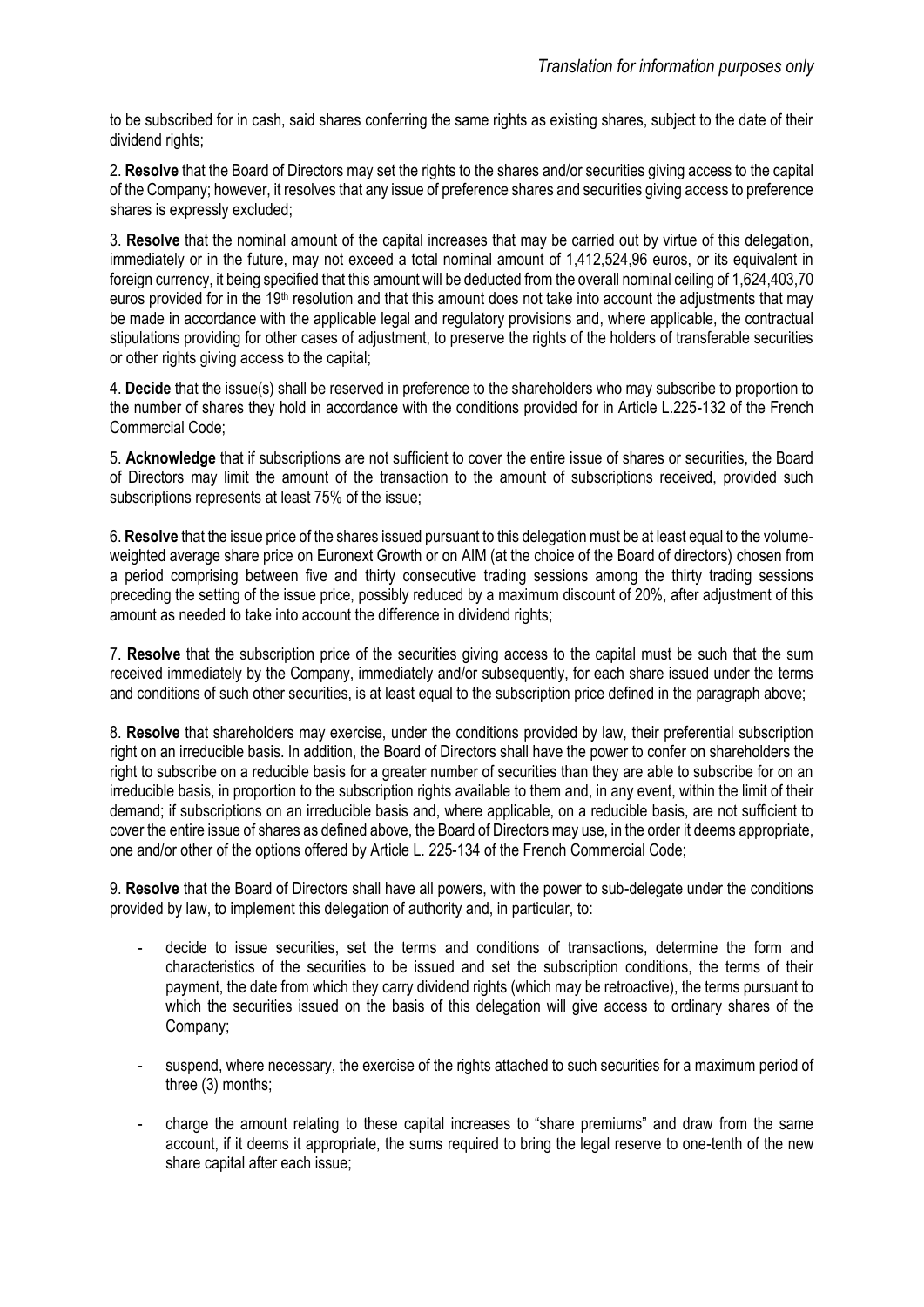*Translation for information purposes only*

to be subscribed for in cash, said shares conferring the same rights as existing shares, subject to the date of their dividend rights;

2. **Resolve** that the Board of Directors may set the rights to the shares and/or securities giving access to the capital of the Company; however, it resolves that any issue of preference shares and securities giving access to preference shares is expressly excluded;

3. **Resolve** that the nominal amount of the capital increases that may be carried out by virtue of this delegation, immediately or in the future, may not exceed a total nominal amount of 1,412,524,96 euros, or its equivalent in foreign currency, it being specified that this amount will be deducted from the overall nominal ceiling of 1,624,403,70 euros provided for in the 19th resolution and that this amount does not take into account the adjustments that may be made in accordance with the applicable legal and regulatory provisions and, where applicable, the contractual stipulations providing for other cases of adjustment, to preserve the rights of the holders of transferable securities or other rights giving access to the capital;

4. **Decide** that the issue(s) shall be reserved in preference to the shareholders who may subscribe to proportion to the number of shares they hold in accordance with the conditions provided for in Article L.225-132 of the French Commercial Code;

5. **Acknowledge** that if subscriptions are not sufficient to cover the entire issue of shares or securities, the Board of Directors may limit the amount of the transaction to the amount of subscriptions received, provided such subscriptions represents at least 75% of the issue;

6. **Resolve** that the issue price of the shares issued pursuant to this delegation must be at least equal to the volume-weighted average share price on Euronext Growth or on AIM (at the choice of the Board of directors) chosen from a period comprising between five and thirty consecutive trading sessions among the thirty trading sessions preceding the setting of the issue price, possibly reduced by a maximum discount of 20%, after adjustment of this amount as needed to take into account the difference in dividend rights;

7. **Resolve** that the subscription price of the securities giving access to the capital must be such that the sum received immediately by the Company, immediately and/or subsequently, for each share issued under the terms and conditions of such other securities, is at least equal to the subscription price defined in the paragraph above;

8. **Resolve** that shareholders may exercise, under the conditions provided by law, their preferential subscription right on an irreducible basis. In addition, the Board of Directors shall have the power to confer on shareholders the right to subscribe on a reducible basis for a greater number of securities than they are able to subscribe for on an irreducible basis, in proportion to the subscription rights available to them and, in any event, within the limit of their demand; if subscriptions on an irreducible basis and, where applicable, on a reducible basis, are not sufficient to cover the entire issue of shares as defined above, the Board of Directors may use, in the order it deems appropriate, one and/or other of the options offered by Article L. 225-134 of the French Commercial Code;

9. **Resolve** that the Board of Directors shall have all powers, with the power to sub-delegate under the conditions provided by law, to implement this delegation of authority and, in particular, to:

- decide to issue securities, set the terms and conditions of transactions, determine the form and characteristics of the securities to be issued and set the subscription conditions, the terms of their payment, the date from which they carry dividend rights (which may be retroactive), the terms pursuant to which the securities issued on the basis of this delegation will give access to ordinary shares of the Company;

- suspend, where necessary, the exercise of the rights attached to such securities for a maximum period of three (3) months;

- charge the amount relating to these capital increases to "share premiums" and draw from the same account, if it deems it appropriate, the sums required to bring the legal reserve to one-tenth of the new share capital after each issue;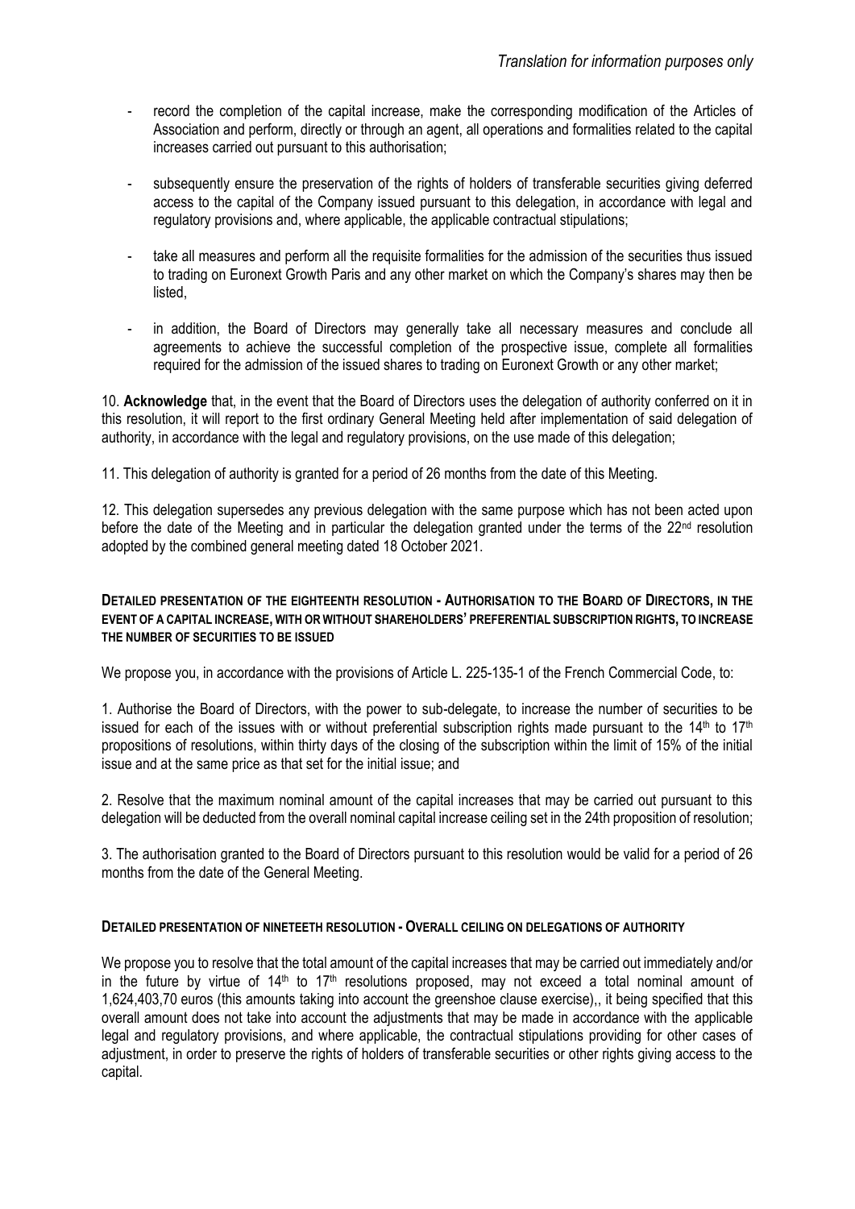*Translation for information purposes only*

- record the completion of the capital increase, make the corresponding modification of the Articles of Association and perform, directly or through an agent, all operations and formalities related to the capital increases carried out pursuant to this authorisation;

- subsequently ensure the preservation of the rights of holders of transferable securities giving deferred access to the capital of the Company issued pursuant to this delegation, in accordance with legal and regulatory provisions and, where applicable, the applicable contractual stipulations;

- take all measures and perform all the requisite formalities for the admission of the securities thus issued to trading on Euronext Growth Paris and any other market on which the Company's shares may then be listed,

- in addition, the Board of Directors may generally take all necessary measures and conclude all agreements to achieve the successful completion of the prospective issue, complete all formalities required for the admission of the issued shares to trading on Euronext Growth or any other market;

10. **Acknowledge** that, in the event that the Board of Directors uses the delegation of authority conferred on it in this resolution, it will report to the first ordinary General Meeting held after implementation of said delegation of authority, in accordance with the legal and regulatory provisions, on the use made of this delegation;

11. This delegation of authority is granted for a period of 26 months from the date of this Meeting.

12. This delegation supersedes any previous delegation with the same purpose which has not been acted upon before the date of the Meeting and in particular the delegation granted under the terms of the 22nd resolution adopted by the combined general meeting dated 18 October 2021.

**DETAILED PRESENTATION OF THE EIGHTEENTH RESOLUTION - AUTHORISATION TO THE BOARD OF DIRECTORS, IN THE EVENT OF A CAPITAL INCREASE, WITH OR WITHOUT SHAREHOLDERS' PREFERENTIAL SUBSCRIPTION RIGHTS, TO INCREASE THE NUMBER OF SECURITIES TO BE ISSUED**

We propose you, in accordance with the provisions of Article L. 225-135-1 of the French Commercial Code, to:

1. Authorise the Board of Directors, with the power to sub-delegate, to increase the number of securities to be issued for each of the issues with or without preferential subscription rights made pursuant to the 14th to 17th propositions of resolutions, within thirty days of the closing of the subscription within the limit of 15% of the initial issue and at the same price as that set for the initial issue; and

2. Resolve that the maximum nominal amount of the capital increases that may be carried out pursuant to this delegation will be deducted from the overall nominal capital increase ceiling set in the 24th proposition of resolution;

3. The authorisation granted to the Board of Directors pursuant to this resolution would be valid for a period of 26 months from the date of the General Meeting.

**DETAILED PRESENTATION OF NINETEETH RESOLUTION - OVERALL CEILING ON DELEGATIONS OF AUTHORITY**

We propose you to resolve that the total amount of the capital increases that may be carried out immediately and/or in the future by virtue of 14th to 17th resolutions proposed, may not exceed a total nominal amount of 1,624,403,70 euros (this amounts taking into account the greenshoe clause exercise),, it being specified that this overall amount does not take into account the adjustments that may be made in accordance with the applicable legal and regulatory provisions, and where applicable, the contractual stipulations providing for other cases of adjustment, in order to preserve the rights of holders of transferable securities or other rights giving access to the capital.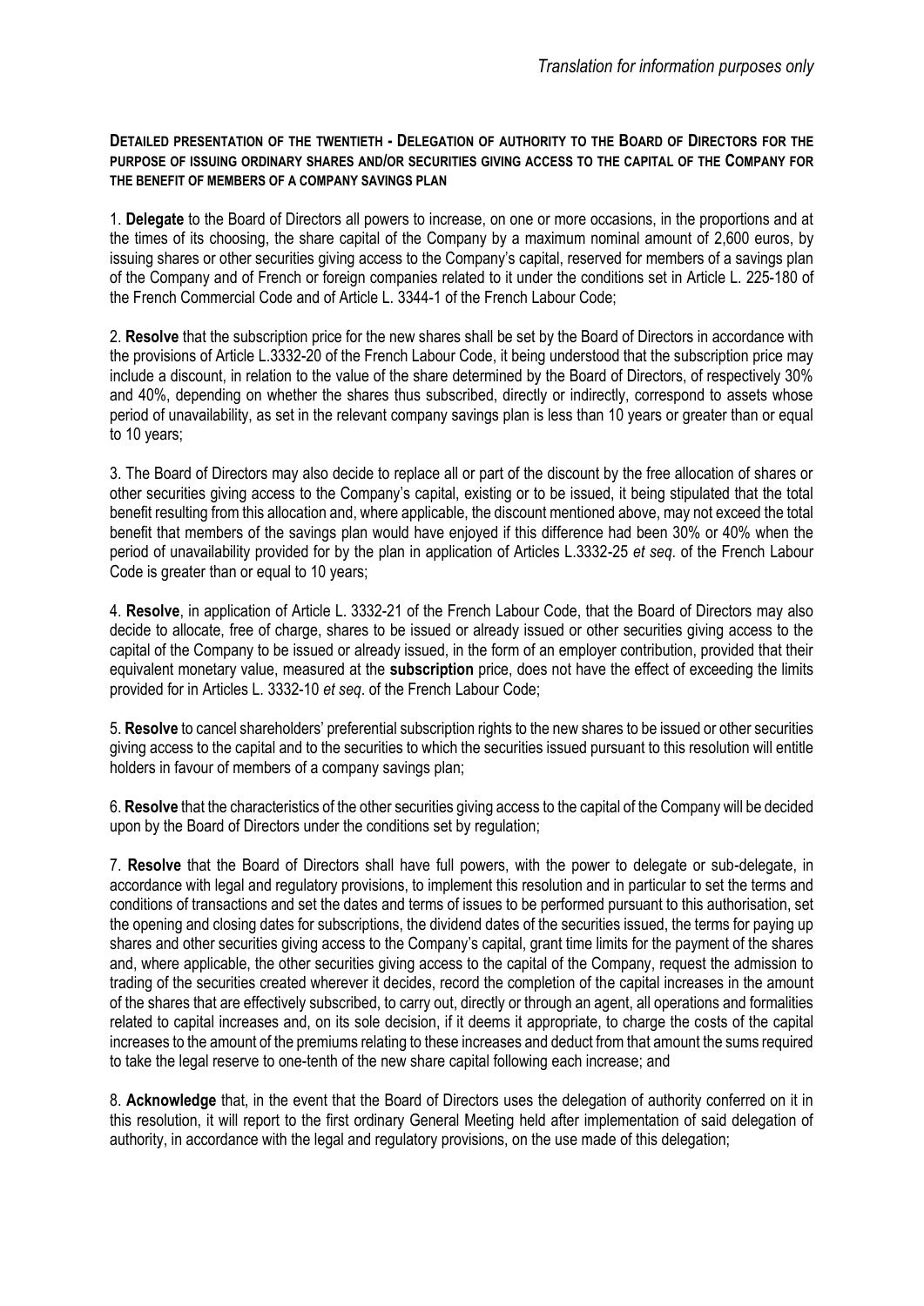*Translation for information purposes only*

**DETAILED PRESENTATION OF THE TWENTIETH - DELEGATION OF AUTHORITY TO THE BOARD OF DIRECTORS FOR THE PURPOSE OF ISSUING ORDINARY SHARES AND/OR SECURITIES GIVING ACCESS TO THE CAPITAL OF THE COMPANY FOR THE BENEFIT OF MEMBERS OF A COMPANY SAVINGS PLAN**

1. **Delegate** to the Board of Directors all powers to increase, on one or more occasions, in the proportions and at the times of its choosing, the share capital of the Company by a maximum nominal amount of 2,600 euros, by issuing shares or other securities giving access to the Company's capital, reserved for members of a savings plan of the Company and of French or foreign companies related to it under the conditions set in Article L. 225-180 of the French Commercial Code and of Article L. 3344-1 of the French Labour Code;

2. **Resolve** that the subscription price for the new shares shall be set by the Board of Directors in accordance with the provisions of Article L.3332-20 of the French Labour Code, it being understood that the subscription price may include a discount, in relation to the value of the share determined by the Board of Directors, of respectively 30% and 40%, depending on whether the shares thus subscribed, directly or indirectly, correspond to assets whose period of unavailability, as set in the relevant company savings plan is less than 10 years or greater than or equal to 10 years;

3. The Board of Directors may also decide to replace all or part of the discount by the free allocation of shares or other securities giving access to the Company's capital, existing or to be issued, it being stipulated that the total benefit resulting from this allocation and, where applicable, the discount mentioned above, may not exceed the total benefit that members of the savings plan would have enjoyed if this difference had been 30% or 40% when the period of unavailability provided for by the plan in application of Articles L.3332-25 *et seq*. of the French Labour Code is greater than or equal to 10 years;

4. **Resolve**, in application of Article L. 3332-21 of the French Labour Code, that the Board of Directors may also decide to allocate, free of charge, shares to be issued or already issued or other securities giving access to the capital of the Company to be issued or already issued, in the form of an employer contribution, provided that their equivalent monetary value, measured at the **subscription** price, does not have the effect of exceeding the limits provided for in Articles L. 3332-10 *et seq*. of the French Labour Code;

5. **Resolve** to cancel shareholders' preferential subscription rights to the new shares to be issued or other securities giving access to the capital and to the securities to which the securities issued pursuant to this resolution will entitle holders in favour of members of a company savings plan;

6. **Resolve** that the characteristics of the other securities giving access to the capital of the Company will be decided upon by the Board of Directors under the conditions set by regulation;

7. **Resolve** that the Board of Directors shall have full powers, with the power to delegate or sub-delegate, in accordance with legal and regulatory provisions, to implement this resolution and in particular to set the terms and conditions of transactions and set the dates and terms of issues to be performed pursuant to this authorisation, set the opening and closing dates for subscriptions, the dividend dates of the securities issued, the terms for paying up shares and other securities giving access to the Company's capital, grant time limits for the payment of the shares and, where applicable, the other securities giving access to the capital of the Company, request the admission to trading of the securities created wherever it decides, record the completion of the capital increases in the amount of the shares that are effectively subscribed, to carry out, directly or through an agent, all operations and formalities related to capital increases and, on its sole decision, if it deems it appropriate, to charge the costs of the capital increases to the amount of the premiums relating to these increases and deduct from that amount the sums required to take the legal reserve to one-tenth of the new share capital following each increase; and

8. **Acknowledge** that, in the event that the Board of Directors uses the delegation of authority conferred on it in this resolution, it will report to the first ordinary General Meeting held after implementation of said delegation of authority, in accordance with the legal and regulatory provisions, on the use made of this delegation;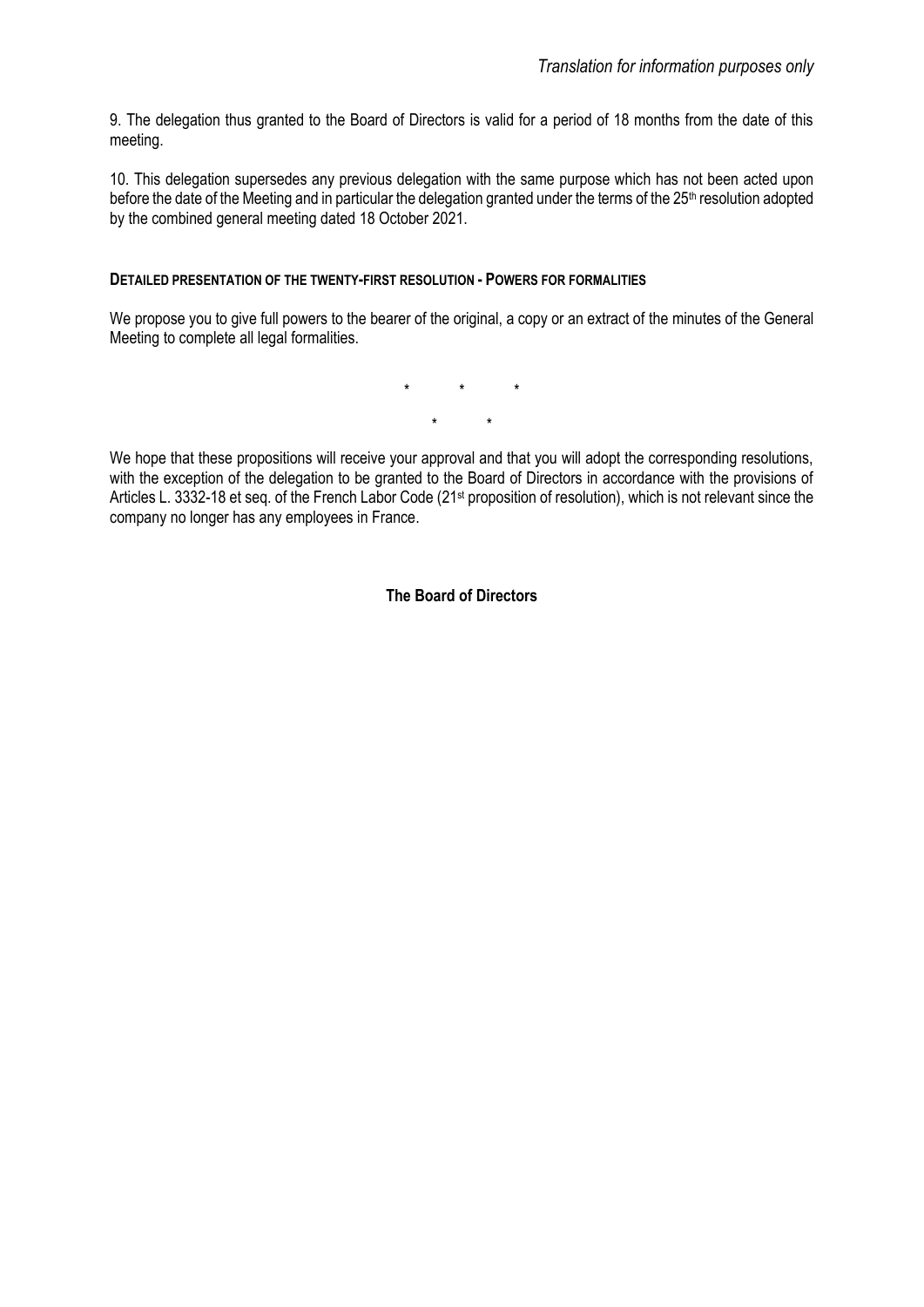9. The delegation thus granted to the Board of Directors is valid for a period of 18 months from the date of this meeting.

10. This delegation supersedes any previous delegation with the same purpose which has not been acted upon before the date of the Meeting and in particular the delegation granted under the terms of the 25th resolution adopted by the combined general meeting dated 18 October 2021.

#### DETAILED PRESENTATION OF THE TWENTY-FIRST RESOLUTION - POWERS FOR FORMALITIES

We propose you to give full powers to the bearer of the original, a copy or an extract of the minutes of the General Meeting to complete all legal formalities.

\* \* \*

\* \*

We hope that these propositions will receive your approval and that you will adopt the corresponding resolutions, with the exception of the delegation to be granted to the Board of Directors in accordance with the provisions of Articles L. 3332-18 et seq. of the French Labor Code (21st proposition of resolution), which is not relevant since the company no longer has any employees in France.

**The Board of Directors**